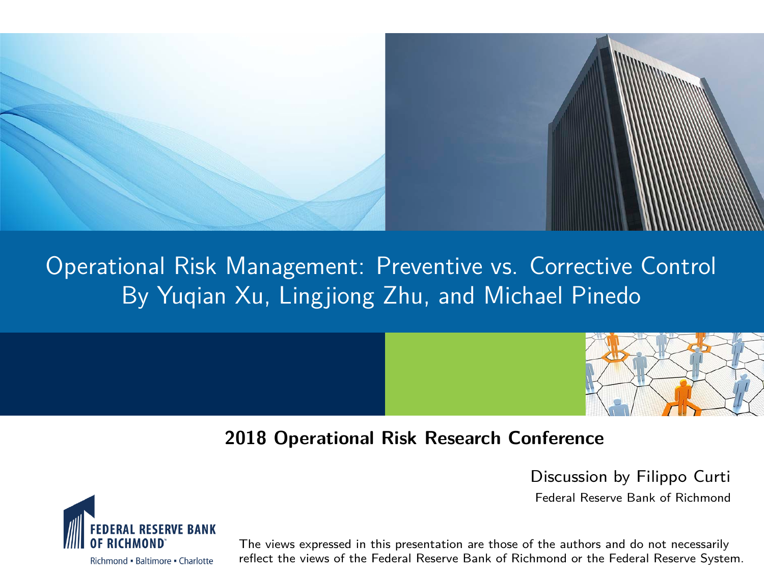# Operational Risk Management: Preventive vs. Corrective Control

By Yuqian Xu, Lingjiong Zhu, and Michael Pinedo

**2018 Operational Risk Research Conference**

Discussion by Filippo Curti

Federal Reserve Bank of Richmond

FEDERAL RESERVE BANK OF RICHMOND

Richmond ▪ Baltimore ▪ Charlotte

The views expressed in this presentation are those of the authors and do not necessarily reflect the views of the Federal Reserve Bank of Richmond or the Federal Reserve System.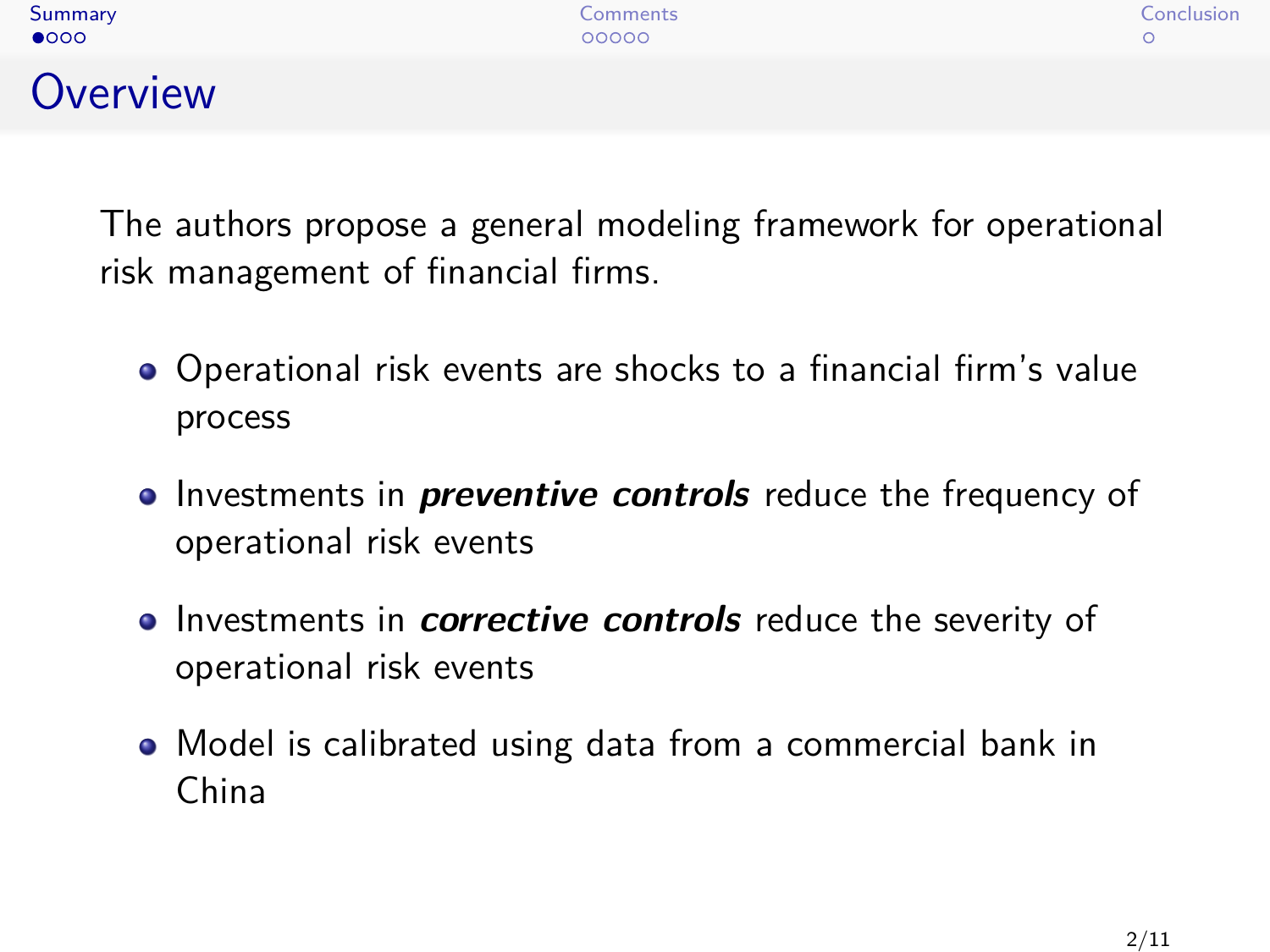# Overview

The authors propose a general modeling framework for operational risk management of financial firms.

- Operational risk events are shocks to a financial firm's value process
- Investments in ***preventive controls*** reduce the frequency of operational risk events
- Investments in ***corrective controls*** reduce the severity of operational risk events
- Model is calibrated using data from a commercial bank in China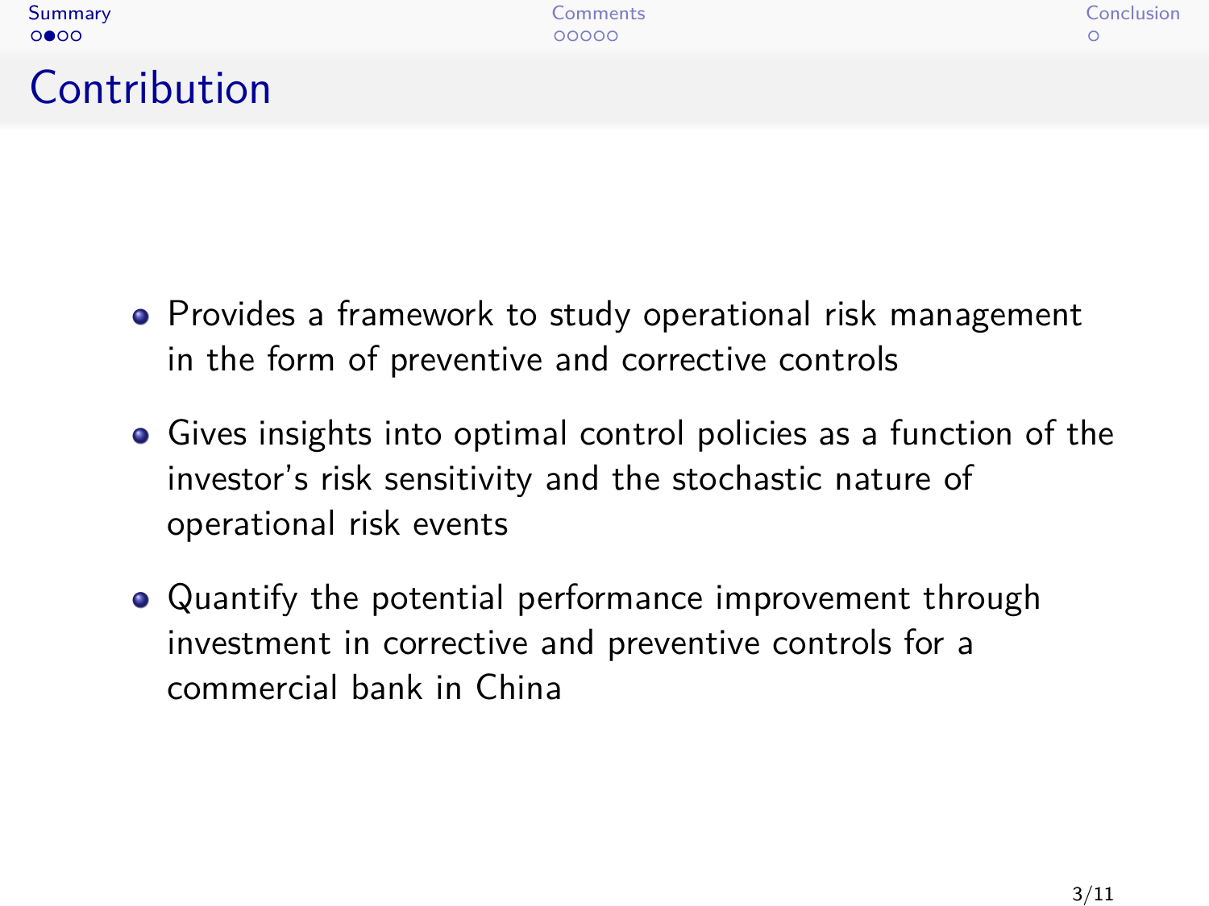# Contribution

- Provides a framework to study operational risk management in the form of preventive and corrective controls
- Gives insights into optimal control policies as a function of the investor's risk sensitivity and the stochastic nature of operational risk events
- Quantify the potential performance improvement through investment in corrective and preventive controls for a commercial bank in China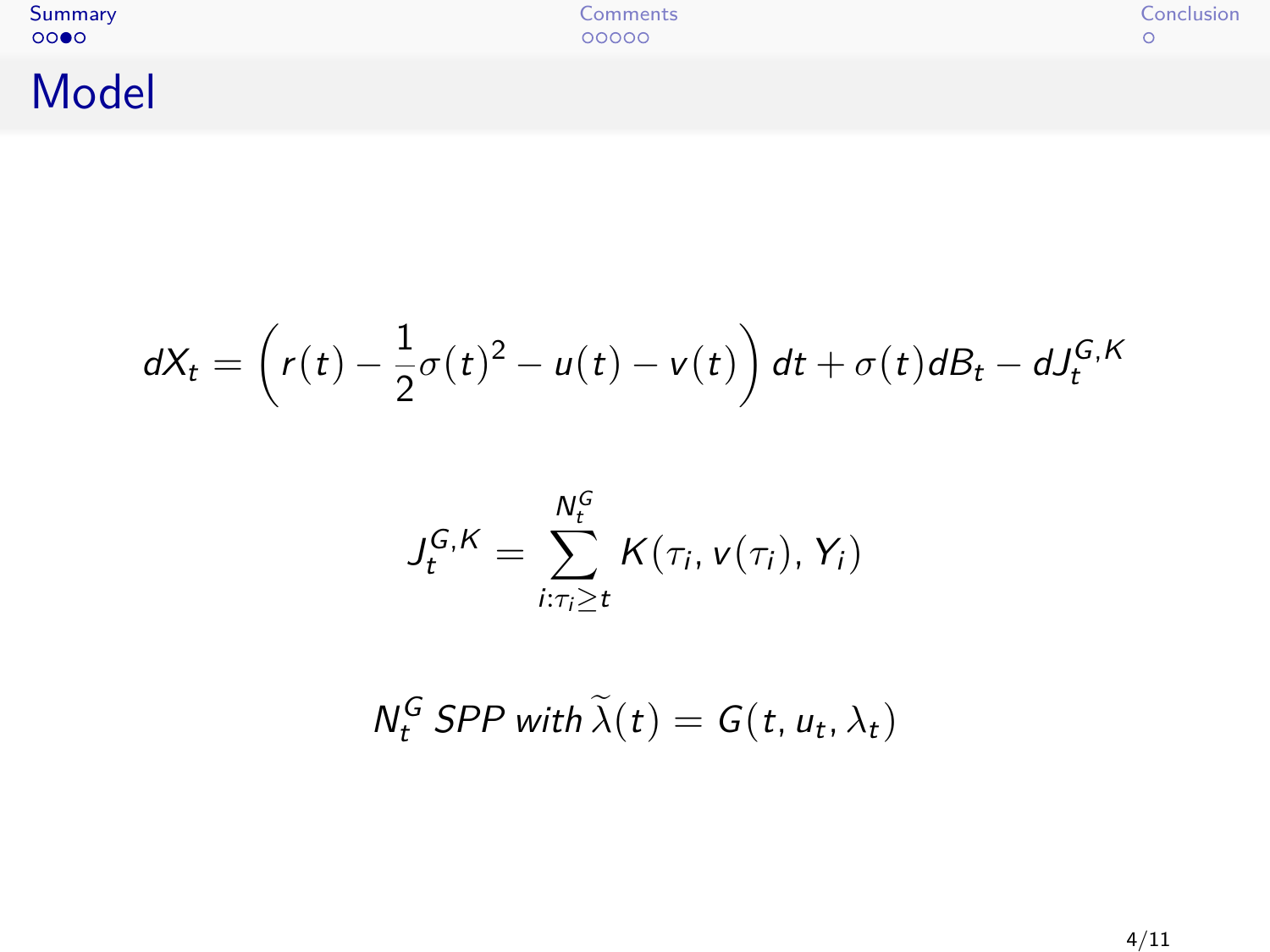# Model

$$dX_t = \left( r(t) - \frac{1}{2}\sigma(t)^2 - u(t) - v(t) \right) dt + \sigma(t) dB_t - dJ_t^{G,K}$$

$$J_t^{G,K} = \sum_{i:\tau_i \geq t}^{N_t^G} K(\tau_i, v(\tau_i), Y_i)$$

$$N_t^G \; SPP \; with \; \widetilde{\lambda}(t) = G(t, u_t, \lambda_t)$$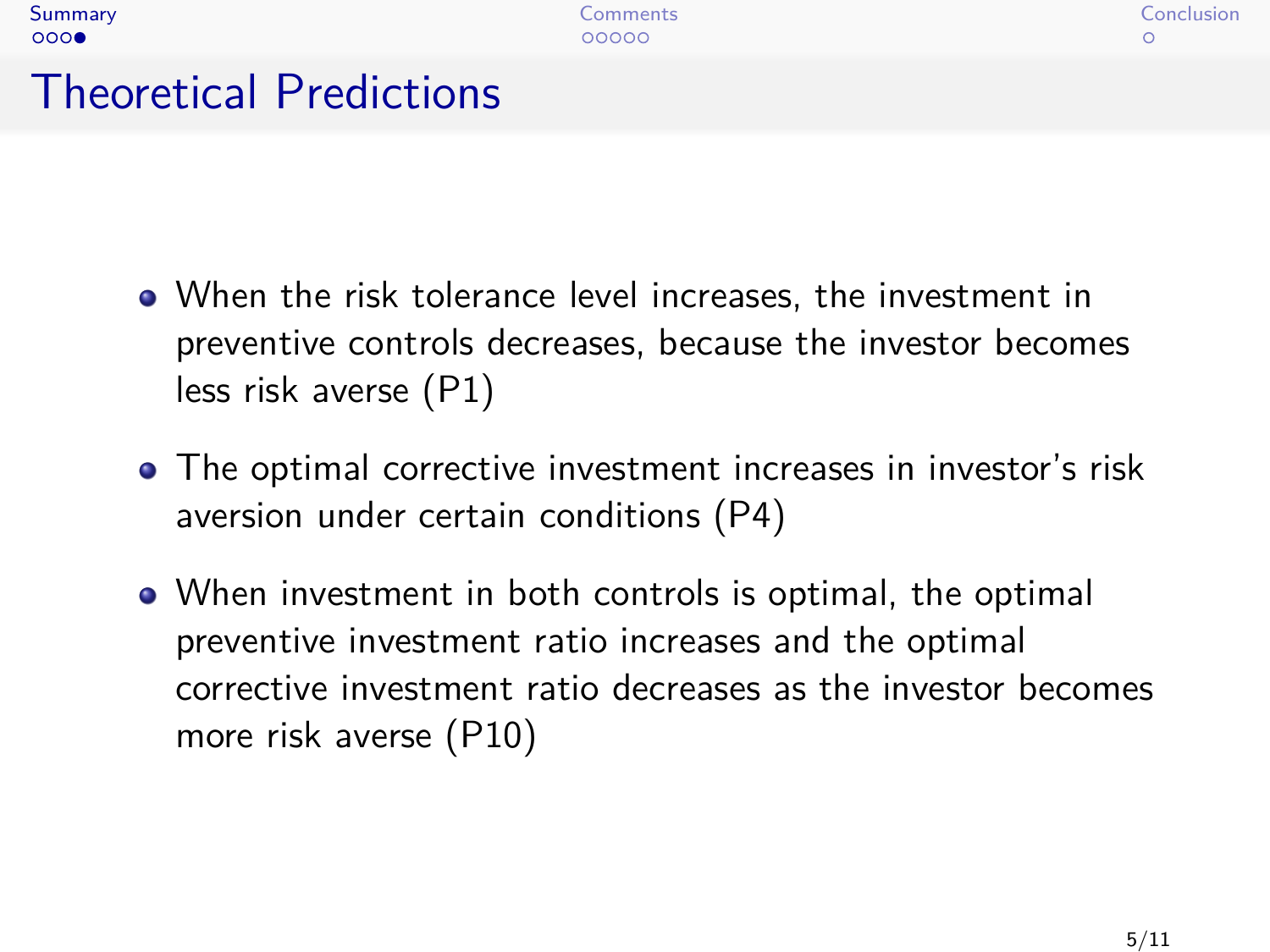# Theoretical Predictions

- When the risk tolerance level increases, the investment in preventive controls decreases, because the investor becomes less risk averse (P1)
- The optimal corrective investment increases in investor's risk aversion under certain conditions (P4)
- When investment in both controls is optimal, the optimal preventive investment ratio increases and the optimal corrective investment ratio decreases as the investor becomes more risk averse (P10)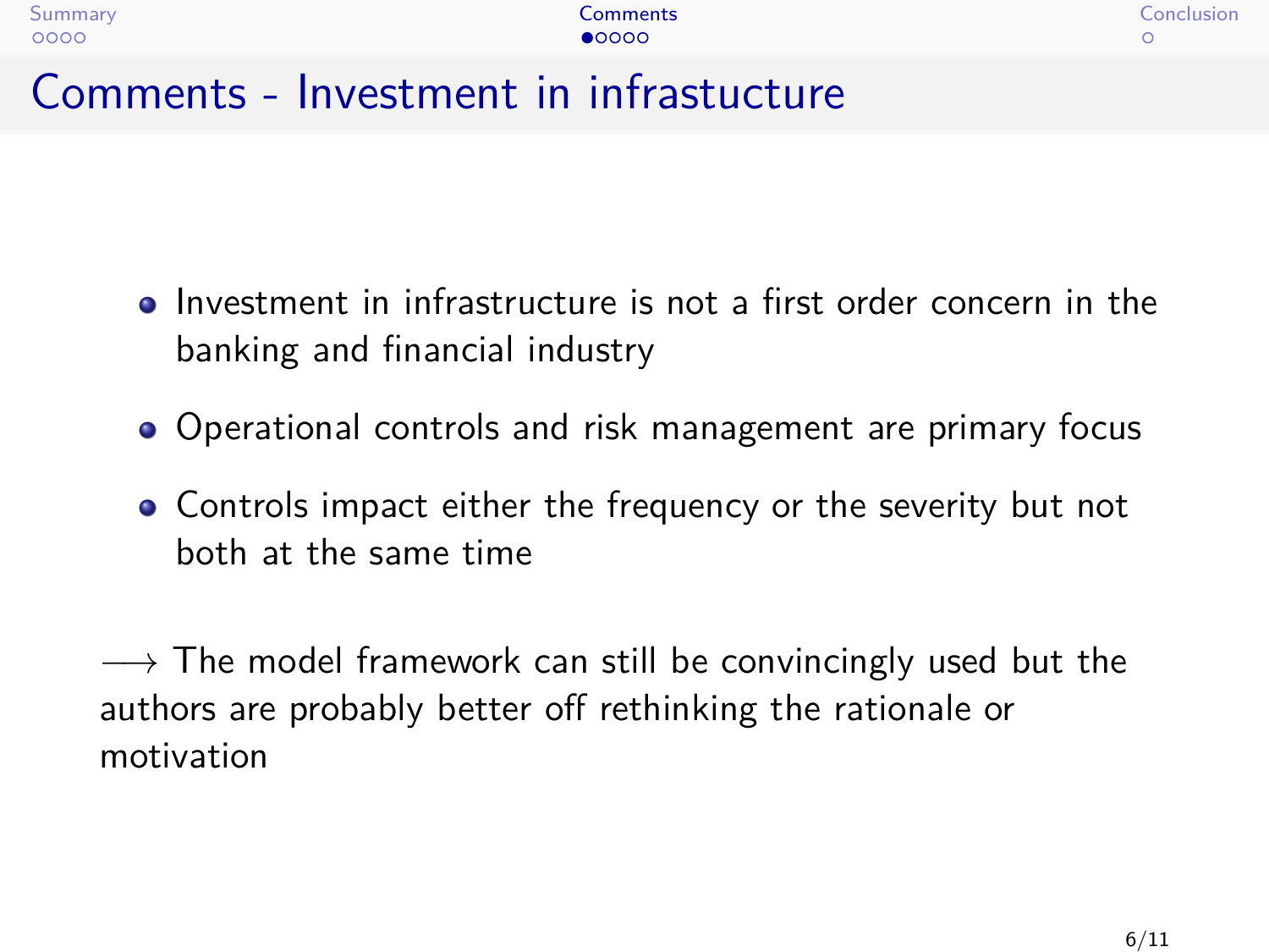# Comments - Investment in infrastucture

- Investment in infrastructure is not a first order concern in the banking and financial industry
- Operational controls and risk management are primary focus
- Controls impact either the frequency or the severity but not both at the same time

$\longrightarrow$ The model framework can still be convincingly used but the authors are probably better off rethinking the rationale or motivation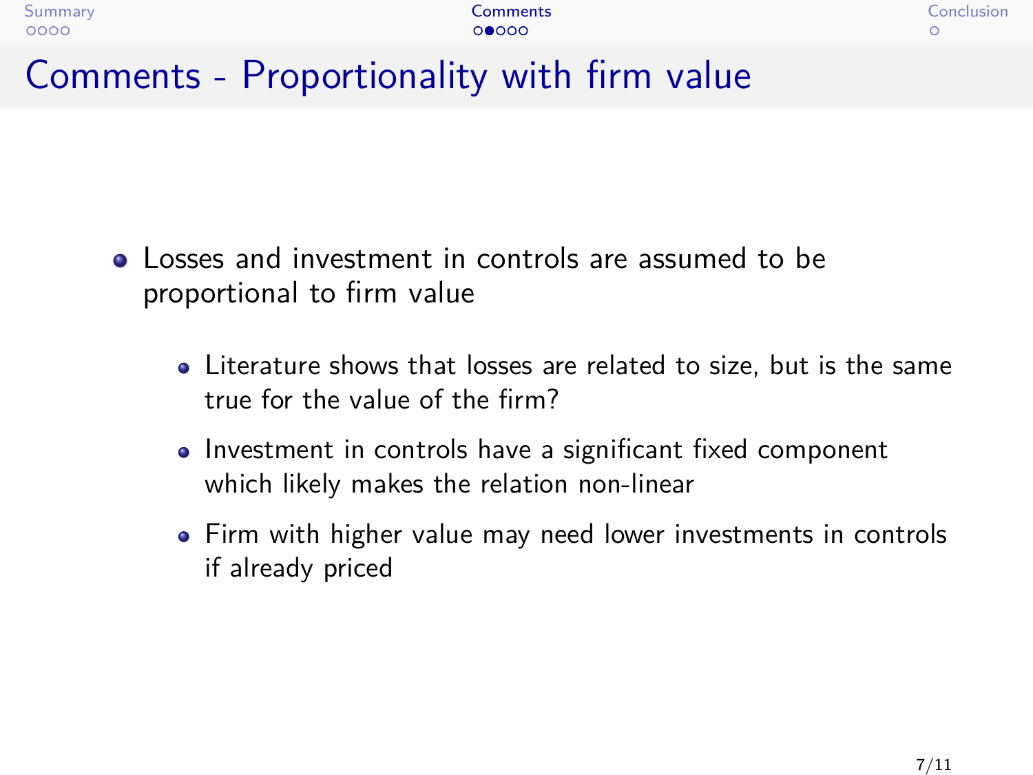# Comments - Proportionality with firm value

- Losses and investment in controls are assumed to be proportional to firm value
  - Literature shows that losses are related to size, but is the same true for the value of the firm?
  - Investment in controls have a significant fixed component which likely makes the relation non-linear
  - Firm with higher value may need lower investments in controls if already priced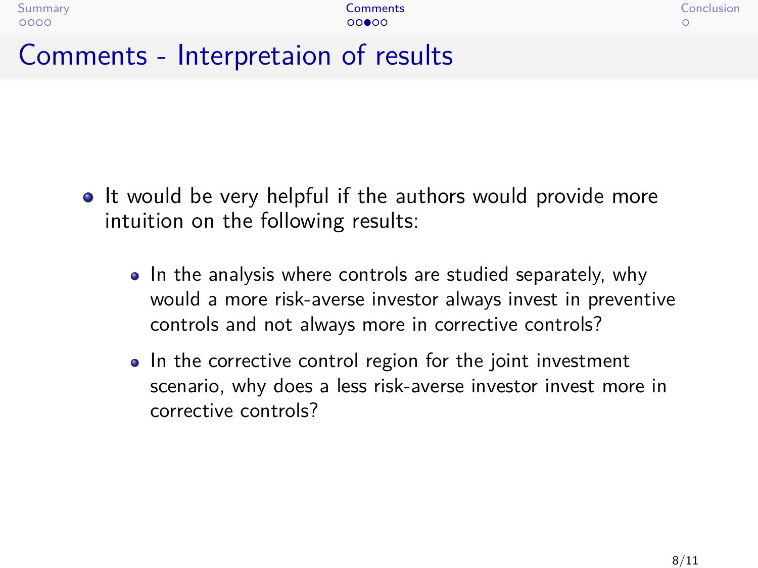# Comments - Interpretaion of results

- It would be very helpful if the authors would provide more intuition on the following results:
  - In the analysis where controls are studied separately, why would a more risk-averse investor always invest in preventive controls and not always more in corrective controls?
  - In the corrective control region for the joint investment scenario, why does a less risk-averse investor invest more in corrective controls?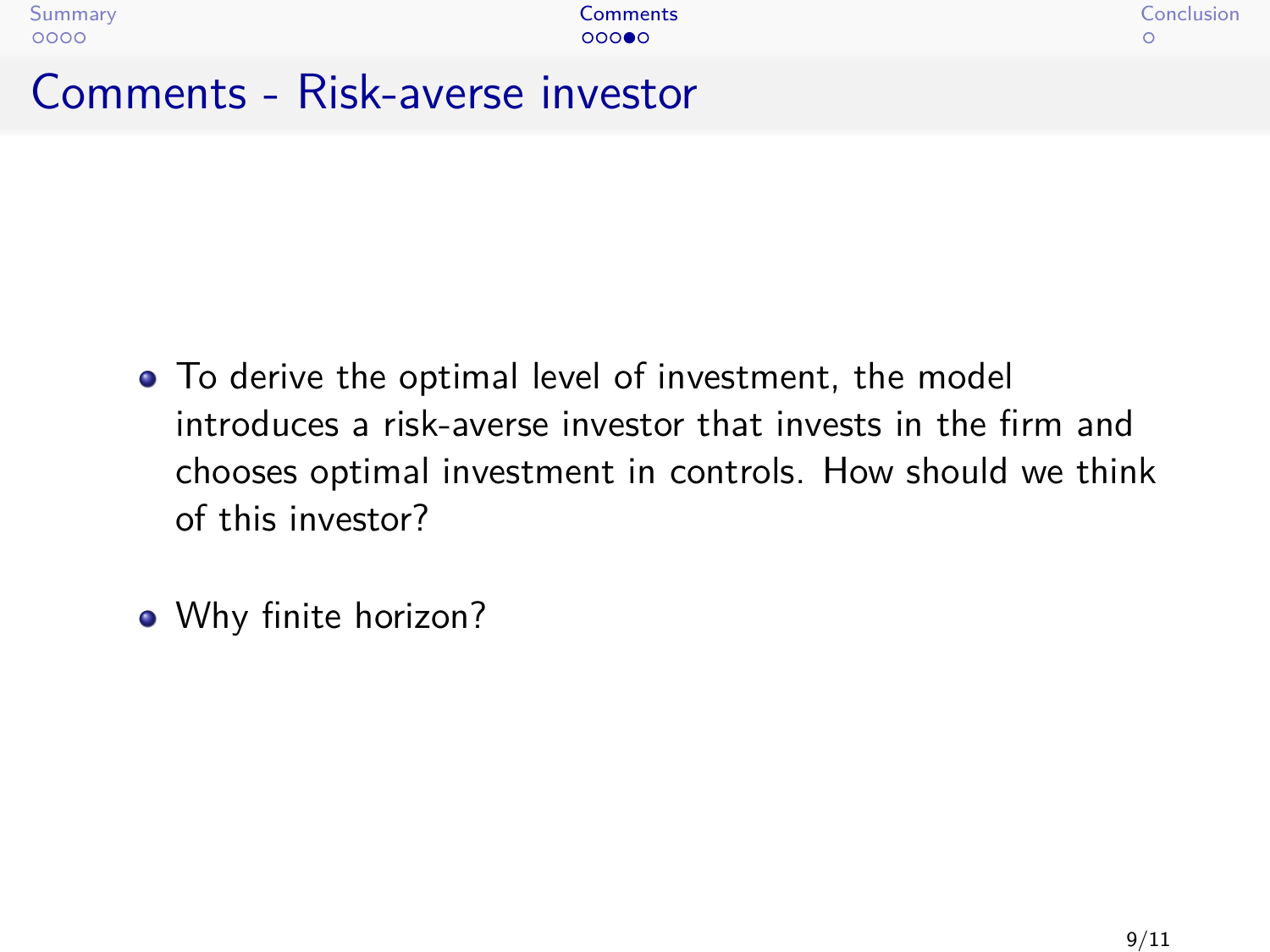# Comments - Risk-averse investor

- To derive the optimal level of investment, the model introduces a risk-averse investor that invests in the firm and chooses optimal investment in controls. How should we think of this investor?
- Why finite horizon?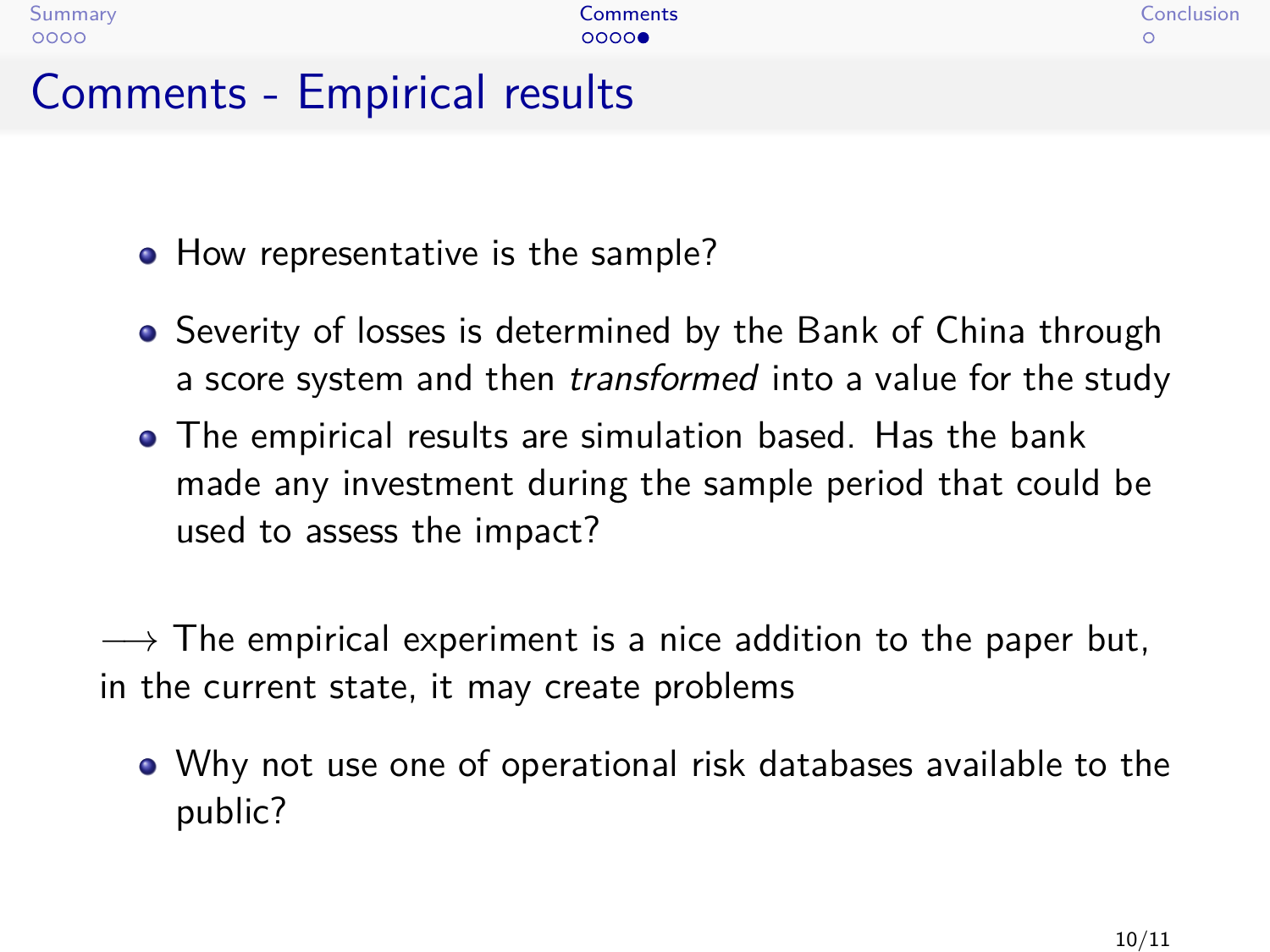## Comments - Empirical results

- How representative is the sample?
- Severity of losses is determined by the Bank of China through a score system and then *transformed* into a value for the study
- The empirical results are simulation based. Has the bank made any investment during the sample period that could be used to assess the impact?

$\longrightarrow$ The empirical experiment is a nice addition to the paper but, in the current state, it may create problems

- Why not use one of operational risk databases available to the public?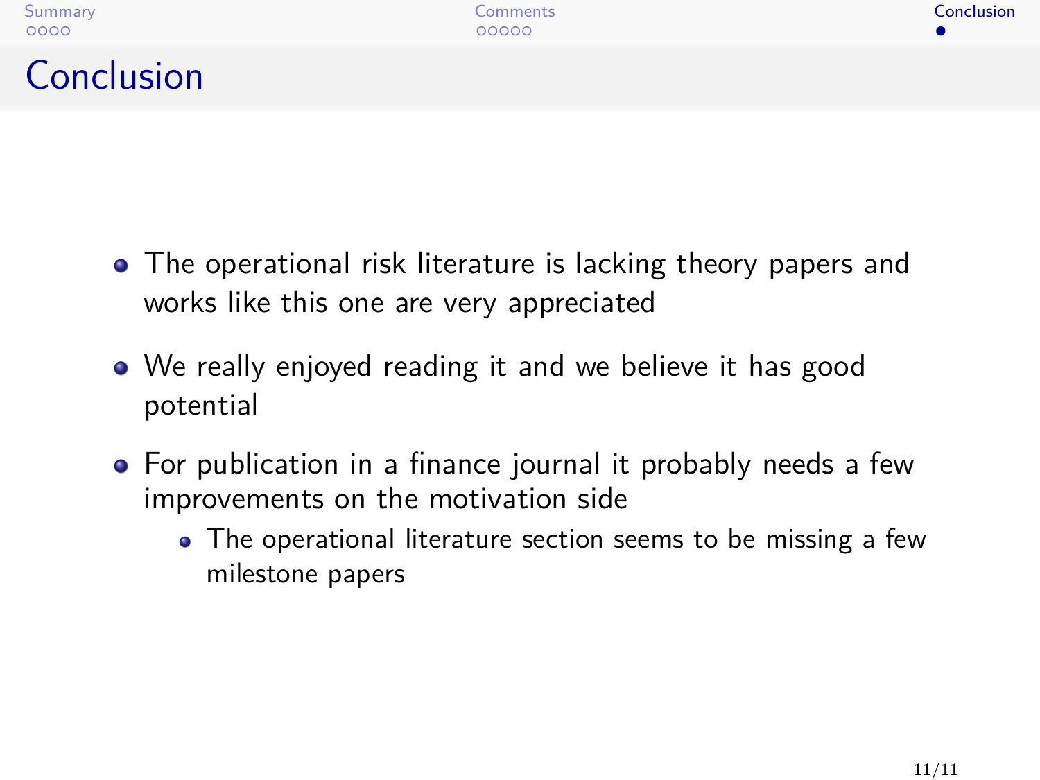# Conclusion

- The operational risk literature is lacking theory papers and works like this one are very appreciated
- We really enjoyed reading it and we believe it has good potential
- For publication in a finance journal it probably needs a few improvements on the motivation side
  - The operational literature section seems to be missing a few milestone papers